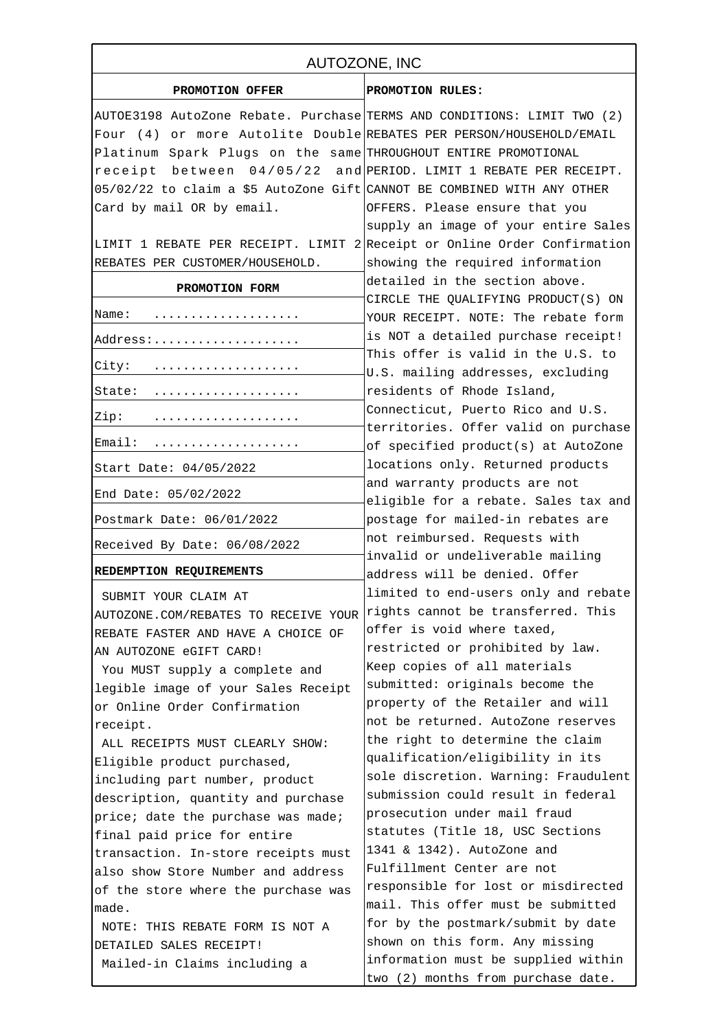# AUTOZONE, INC

## PROMOTION OFFER

AUTOE3198 AutoZone Rebate. Purchase Four (4) or more Autolite Double Platinum Spark Plugs on the same receipt between 04/05/22 and 05/02/22 to claim a $5 AutoZone Gift Card by mail OR by email.

LIMIT 1 REBATE PER RECEIPT. LIMIT 2 REBATES PER CUSTOMER/HOUSEHOLD.

## PROMOTION FORM

| |
|---|
| Name: .................... |
| Address:.................... |
| City: .................... |
| State: .................... |
| Zip: .................... |
| Email: .................... |
| Start Date: 04/05/2022 |
| End Date: 05/02/2022 |
| Postmark Date: 06/01/2022 |
| Received By Date: 06/08/2022 |

## REDEMPTION REQUIREMENTS

SUBMIT YOUR CLAIM AT AUTOZONE.COM/REBATES TO RECEIVE YOUR REBATE FASTER AND HAVE A CHOICE OF AN AUTOZONE eGIFT CARD!

You MUST supply a complete and legible image of your Sales Receipt or Online Order Confirmation receipt.

ALL RECEIPTS MUST CLEARLY SHOW: Eligible product purchased, including part number, product description, quantity and purchase price; date the purchase was made; final paid price for entire transaction. In-store receipts must also show Store Number and address of the store where the purchase was made.

NOTE: THIS REBATE FORM IS NOT A DETAILED SALES RECEIPT!

Mailed-in Claims including a

## PROMOTION RULES:

TERMS AND CONDITIONS: LIMIT TWO (2) REBATES PER PERSON/HOUSEHOLD/EMAIL THROUGHOUT ENTIRE PROMOTIONAL PERIOD. LIMIT 1 REBATE PER RECEIPT. CANNOT BE COMBINED WITH ANY OTHER OFFERS. Please ensure that you supply an image of your entire Sales Receipt or Online Order Confirmation showing the required information detailed in the section above. CIRCLE THE QUALIFYING PRODUCT(S) ON YOUR RECEIPT. NOTE: The rebate form is NOT a detailed purchase receipt! This offer is valid in the U.S. to U.S. mailing addresses, excluding residents of Rhode Island, Connecticut, Puerto Rico and U.S. territories. Offer valid on purchase of specified product(s) at AutoZone locations only. Returned products and warranty products are not eligible for a rebate. Sales tax and postage for mailed-in rebates are not reimbursed. Requests with invalid or undeliverable mailing address will be denied. Offer limited to end-users only and rebate rights cannot be transferred. This offer is void where taxed, restricted or prohibited by law. Keep copies of all materials submitted: originals become the property of the Retailer and will not be returned. AutoZone reserves the right to determine the claim qualification/eligibility in its sole discretion. Warning: Fraudulent submission could result in federal prosecution under mail fraud statutes (Title 18, USC Sections 1341 & 1342). AutoZone and Fulfillment Center are not responsible for lost or misdirected mail. This offer must be submitted for by the postmark/submit by date shown on this form. Any missing information must be supplied within two (2) months from purchase date.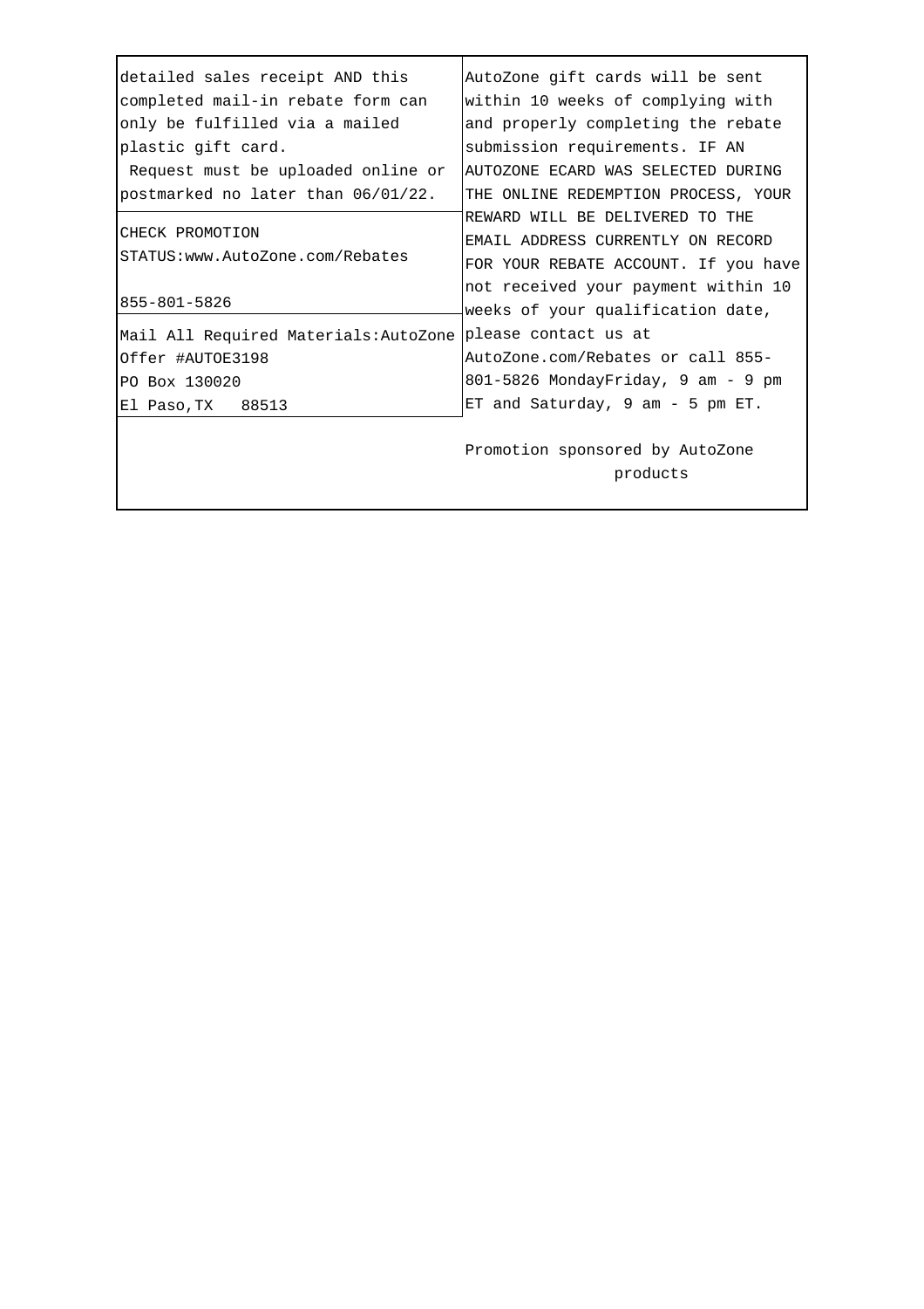detailed sales receipt AND this completed mail-in rebate form can only be fulfilled via a mailed plastic gift card.

Request must be uploaded online or postmarked no later than 06/01/22.

CHECK PROMOTION STATUS:www.AutoZone.com/Rebates

855-801-5826

Mail All Required Materials:AutoZone Offer #AUTOE3198
PO Box 130020
El Paso,TX 88513

AutoZone gift cards will be sent within 10 weeks of complying with and properly completing the rebate submission requirements. IF AN AUTOZONE ECARD WAS SELECTED DURING THE ONLINE REDEMPTION PROCESS, YOUR REWARD WILL BE DELIVERED TO THE EMAIL ADDRESS CURRENTLY ON RECORD FOR YOUR REBATE ACCOUNT. If you have not received your payment within 10 weeks of your qualification date, please contact us at AutoZone.com/Rebates or call 855-801-5826 MondayFriday, 9 am - 9 pm ET and Saturday, 9 am - 5 pm ET.

Promotion sponsored by AutoZone products